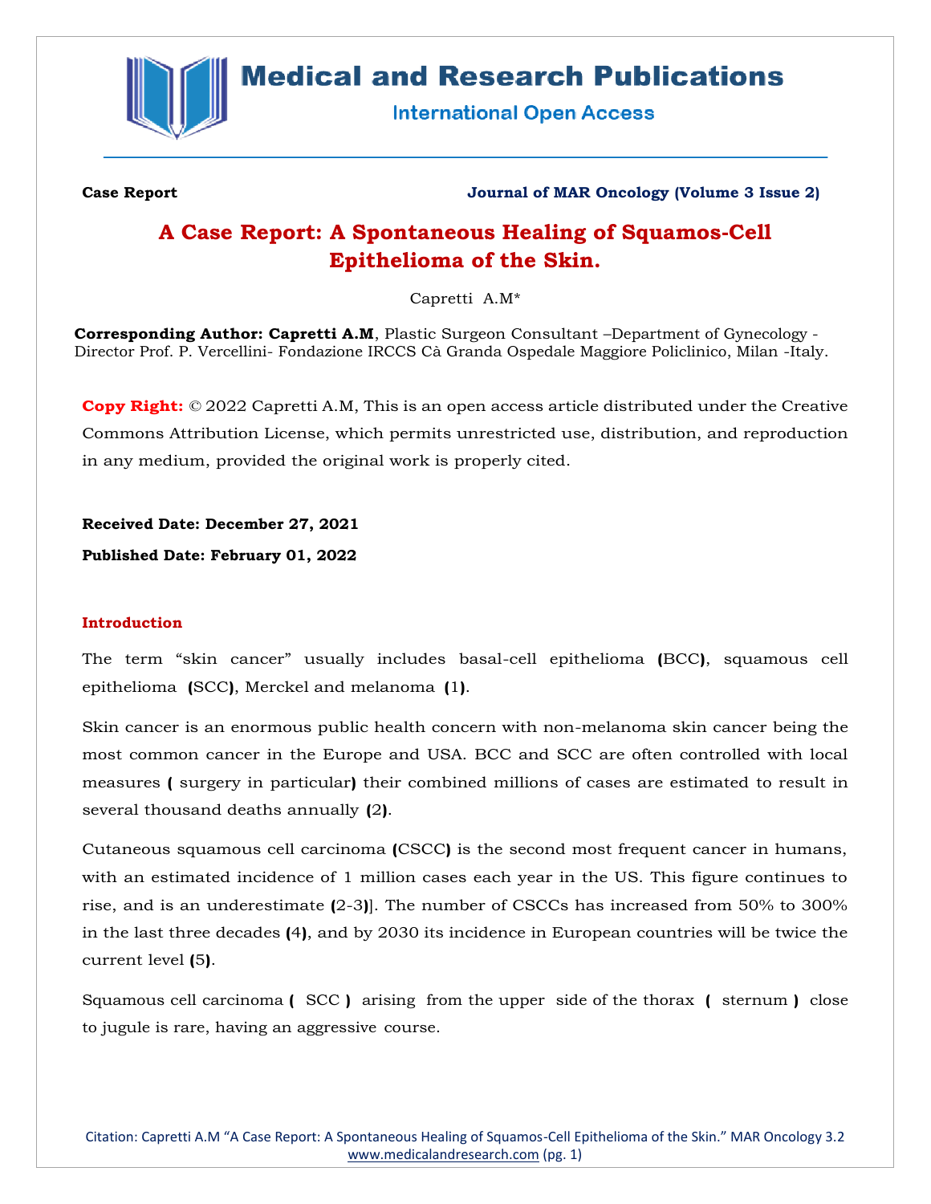Case Report

Journal of MAR Oncology (Volume 3 Issue 2)

# A Case Report: A Spontaneous Healing of Squamos-Cell Epithelioma of the Skin.

Capretti A.M*

**Corresponding Author: Capretti A.M**, Plastic Surgeon Consultant –Department of Gynecology - Director Prof. P. Vercellini- Fondazione IRCCS Cà Granda Ospedale Maggiore Policlinico, Milan -Italy.

**Copy Right:** © 2022 Capretti A.M, This is an open access article distributed under the Creative Commons Attribution License, which permits unrestricted use, distribution, and reproduction in any medium, provided the original work is properly cited.

**Received Date: December 27, 2021**

**Published Date: February 01, 2022**

## Introduction

The term "skin cancer" usually includes basal-cell epithelioma (BCC), squamous cell epithelioma (SCC), Merckel and melanoma (1).

Skin cancer is an enormous public health concern with non-melanoma skin cancer being the most common cancer in the Europe and USA. BCC and SCC are often controlled with local measures ( surgery in particular) their combined millions of cases are estimated to result in several thousand deaths annually (2).

Cutaneous squamous cell carcinoma (CSCC) is the second most frequent cancer in humans, with an estimated incidence of 1 million cases each year in the US. This figure continues to rise, and is an underestimate (2-3)]. The number of CSCCs has increased from 50% to 300% in the last three decades (4), and by 2030 its incidence in European countries will be twice the current level (5).

Squamous cell carcinoma ( SCC ) arising from the upper side of the thorax ( sternum ) close to jugule is rare, having an aggressive course.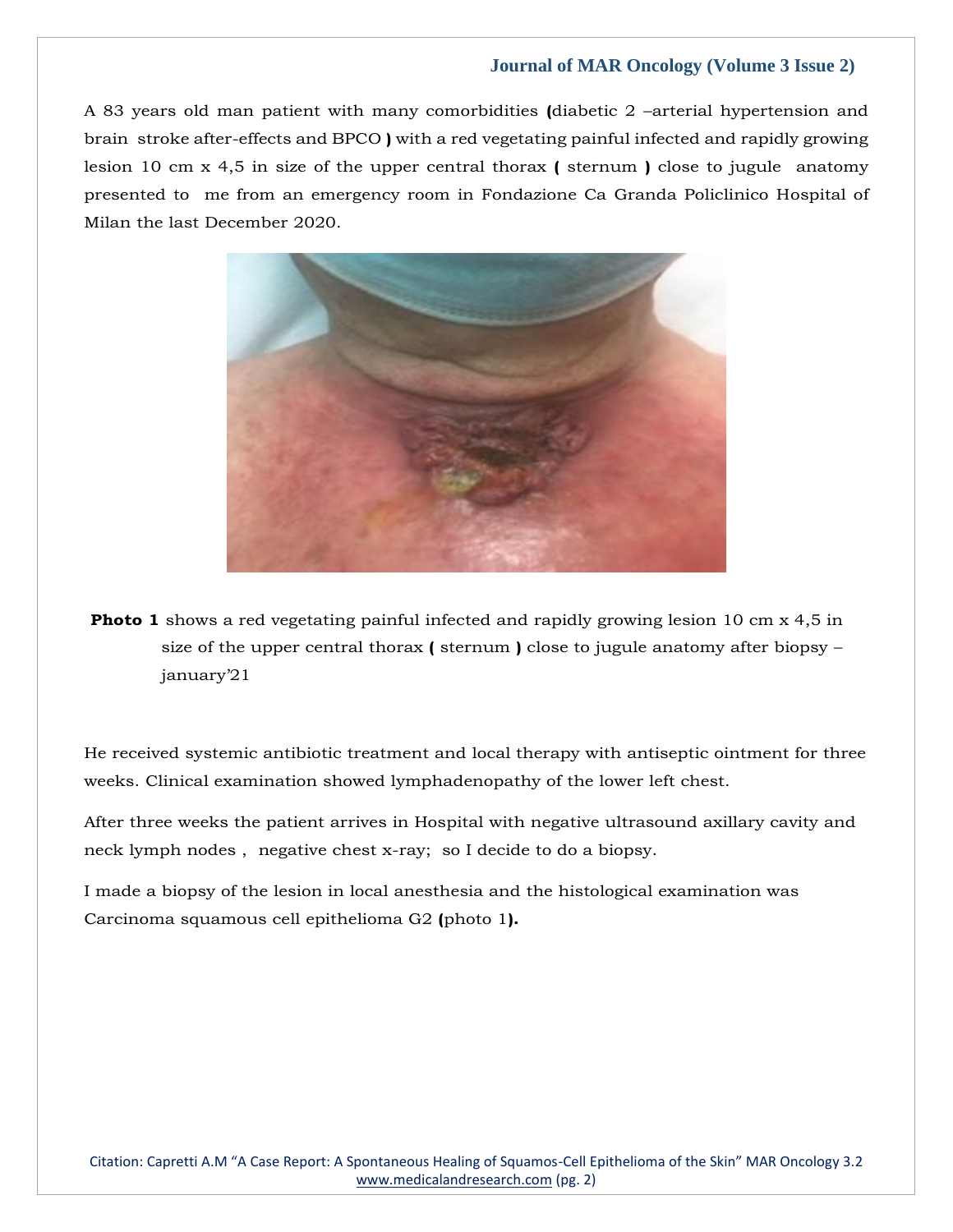A 83 years old man patient with many comorbidities **(**diabetic 2 –arterial hypertension and brain stroke after-effects and BPCO **)** with a red vegetating painful infected and rapidly growing lesion 10 cm x 4,5 in size of the upper central thorax **(** sternum **)** close to jugule anatomy presented to me from an emergency room in Fondazione Ca Granda Policlinico Hospital of Milan the last December 2020.

**Photo 1** shows a red vegetating painful infected and rapidly growing lesion 10 cm x 4,5 in size of the upper central thorax **(** sternum **)** close to jugule anatomy after biopsy – january'21

He received systemic antibiotic treatment and local therapy with antiseptic ointment for three weeks. Clinical examination showed lymphadenopathy of the lower left chest.

After three weeks the patient arrives in Hospital with negative ultrasound axillary cavity and neck lymph nodes , negative chest x-ray; so I decide to do a biopsy.

I made a biopsy of the lesion in local anesthesia and the histological examination was Carcinoma squamous cell epithelioma G2 **(**photo 1**).**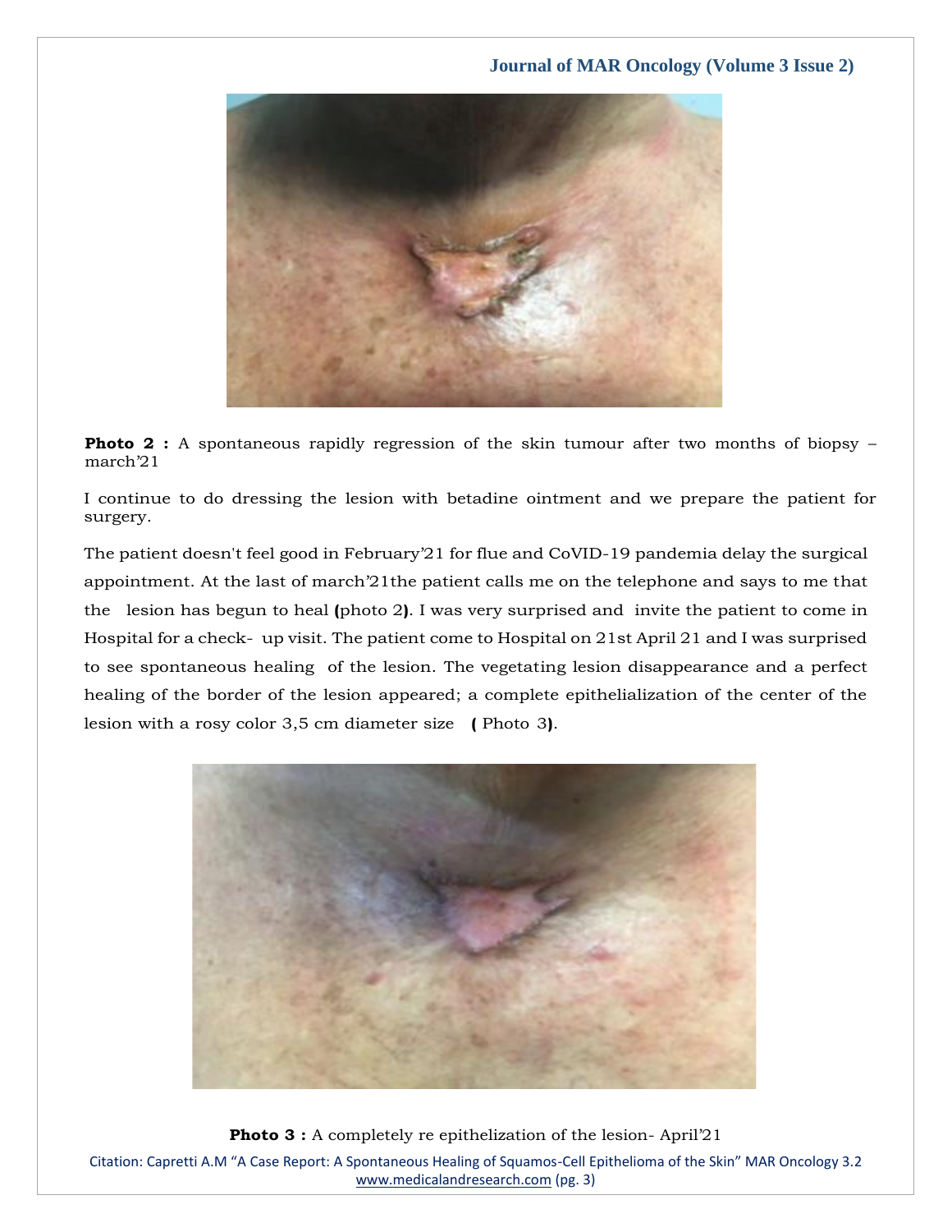**Photo 2 :** A spontaneous rapidly regression of the skin tumour after two months of biopsy – march'21

I continue to do dressing the lesion with betadine ointment and we prepare the patient for surgery.

The patient doesn't feel good in February'21 for flue and CoVID-19 pandemia delay the surgical appointment. At the last of march'21the patient calls me on the telephone and says to me that the lesion has begun to heal **(**photo 2**)**. I was very surprised and invite the patient to come in Hospital for a check- up visit. The patient come to Hospital on 21st April 21 and I was surprised to see spontaneous healing of the lesion. The vegetating lesion disappearance and a perfect healing of the border of the lesion appeared; a complete epithelialization of the center of the lesion with a rosy color 3,5 cm diameter size **(** Photo 3**)**.

**Photo 3 :** A completely re epithelization of the lesion- April'21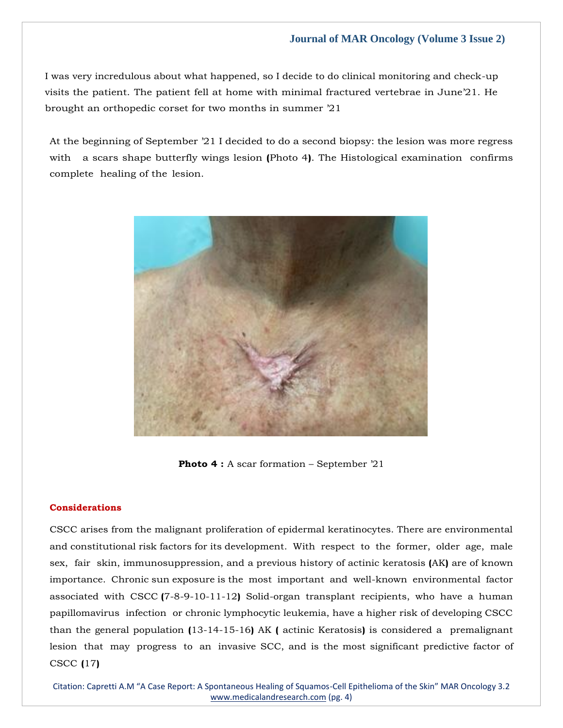I was very incredulous about what happened, so I decide to do clinical monitoring and check-up visits the patient. The patient fell at home with minimal fractured vertebrae in June'21. He brought an orthopedic corset for two months in summer '21

At the beginning of September '21 I decided to do a second biopsy: the lesion was more regress with a scars shape butterfly wings lesion (Photo 4). The Histological examination confirms complete healing of the lesion.

**Photo 4 :** A scar formation – September '21

### Considerations

CSCC arises from the malignant proliferation of epidermal keratinocytes. There are environmental and constitutional risk factors for its development. With respect to the former, older age, male sex, fair skin, immunosuppression, and a previous history of actinic keratosis (AK) are of known importance. Chronic sun exposure is the most important and well-known environmental factor associated with CSCC (7-8-9-10-11-12) Solid-organ transplant recipients, who have a human papillomavirus infection or chronic lymphocytic leukemia, have a higher risk of developing CSCC than the general population (13-14-15-16) AK ( actinic Keratosis) is considered a premalignant lesion that may progress to an invasive SCC, and is the most significant predictive factor of CSCC (17)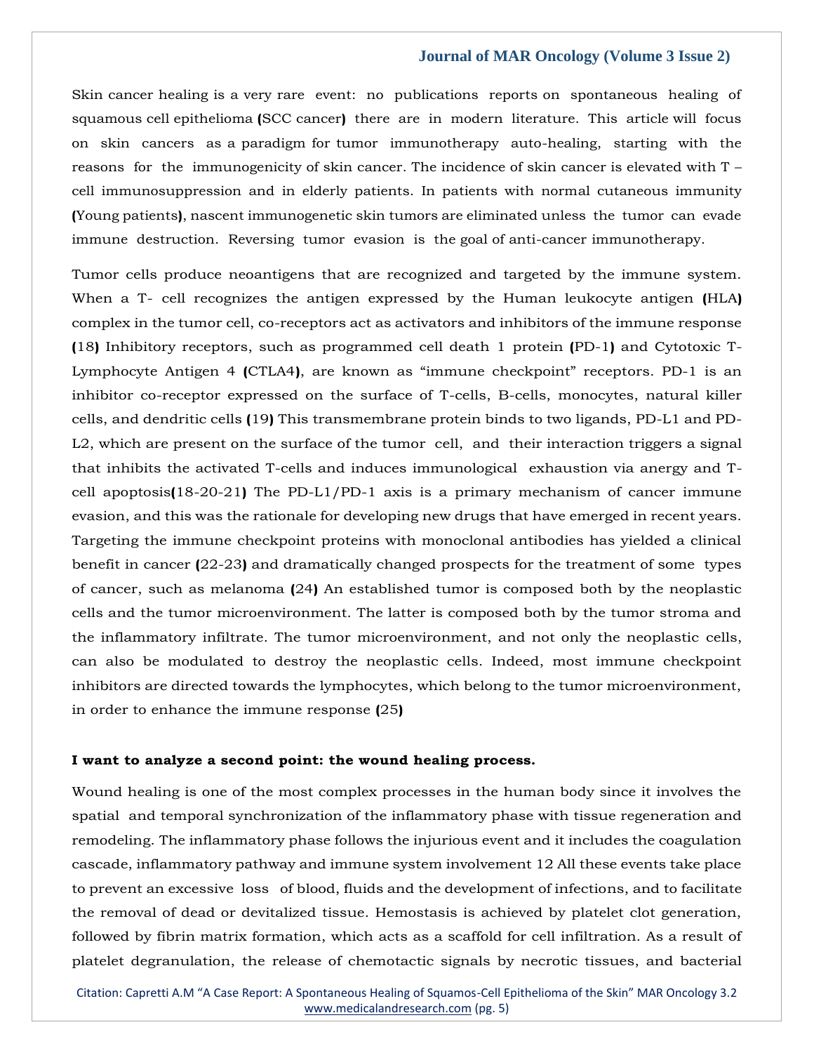Skin cancer healing is a very rare event: no publications reports on spontaneous healing of squamous cell epithelioma (SCC cancer) there are in modern literature. This article will focus on skin cancers as a paradigm for tumor immunotherapy auto-healing, starting with the reasons for the immunogenicity of skin cancer. The incidence of skin cancer is elevated with T – cell immunosuppression and in elderly patients. In patients with normal cutaneous immunity (Young patients), nascent immunogenetic skin tumors are eliminated unless the tumor can evade immune destruction. Reversing tumor evasion is the goal of anti-cancer immunotherapy.

Tumor cells produce neoantigens that are recognized and targeted by the immune system. When a T- cell recognizes the antigen expressed by the Human leukocyte antigen (HLA) complex in the tumor cell, co-receptors act as activators and inhibitors of the immune response (18) Inhibitory receptors, such as programmed cell death 1 protein (PD-1) and Cytotoxic T-Lymphocyte Antigen 4 (CTLA4), are known as "immune checkpoint" receptors. PD-1 is an inhibitor co-receptor expressed on the surface of T-cells, B-cells, monocytes, natural killer cells, and dendritic cells (19) This transmembrane protein binds to two ligands, PD-L1 and PD-L2, which are present on the surface of the tumor cell, and their interaction triggers a signal that inhibits the activated T-cells and induces immunological exhaustion via anergy and T-cell apoptosis(18-20-21) The PD-L1/PD-1 axis is a primary mechanism of cancer immune evasion, and this was the rationale for developing new drugs that have emerged in recent years. Targeting the immune checkpoint proteins with monoclonal antibodies has yielded a clinical benefit in cancer (22-23) and dramatically changed prospects for the treatment of some types of cancer, such as melanoma (24) An established tumor is composed both by the neoplastic cells and the tumor microenvironment. The latter is composed both by the tumor stroma and the inflammatory infiltrate. The tumor microenvironment, and not only the neoplastic cells, can also be modulated to destroy the neoplastic cells. Indeed, most immune checkpoint inhibitors are directed towards the lymphocytes, which belong to the tumor microenvironment, in order to enhance the immune response (25)

**I want to analyze a second point: the wound healing process.**

Wound healing is one of the most complex processes in the human body since it involves the spatial and temporal synchronization of the inflammatory phase with tissue regeneration and remodeling. The inflammatory phase follows the injurious event and it includes the coagulation cascade, inflammatory pathway and immune system involvement 12 All these events take place to prevent an excessive loss of blood, fluids and the development of infections, and to facilitate the removal of dead or devitalized tissue. Hemostasis is achieved by platelet clot generation, followed by fibrin matrix formation, which acts as a scaffold for cell infiltration. As a result of platelet degranulation, the release of chemotactic signals by necrotic tissues, and bacterial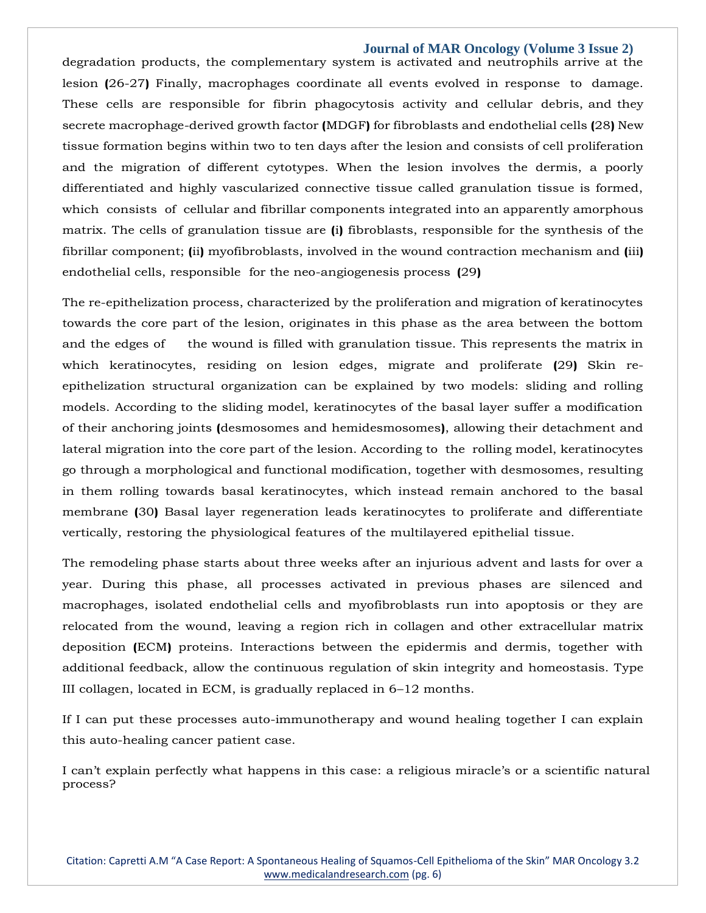degradation products, the complementary system is activated and neutrophils arrive at the lesion (26-27) Finally, macrophages coordinate all events evolved in response to damage. These cells are responsible for fibrin phagocytosis activity and cellular debris, and they secrete macrophage-derived growth factor (MDGF) for fibroblasts and endothelial cells (28) New tissue formation begins within two to ten days after the lesion and consists of cell proliferation and the migration of different cytotypes. When the lesion involves the dermis, a poorly differentiated and highly vascularized connective tissue called granulation tissue is formed, which consists of cellular and fibrillar components integrated into an apparently amorphous matrix. The cells of granulation tissue are (i) fibroblasts, responsible for the synthesis of the fibrillar component; (ii) myofibroblasts, involved in the wound contraction mechanism and (iii) endothelial cells, responsible for the neo-angiogenesis process (29)

The re-epithelization process, characterized by the proliferation and migration of keratinocytes towards the core part of the lesion, originates in this phase as the area between the bottom and the edges of the wound is filled with granulation tissue. This represents the matrix in which keratinocytes, residing on lesion edges, migrate and proliferate (29) Skin re-epithelization structural organization can be explained by two models: sliding and rolling models. According to the sliding model, keratinocytes of the basal layer suffer a modification of their anchoring joints (desmosomes and hemidesmosomes), allowing their detachment and lateral migration into the core part of the lesion. According to the rolling model, keratinocytes go through a morphological and functional modification, together with desmosomes, resulting in them rolling towards basal keratinocytes, which instead remain anchored to the basal membrane (30) Basal layer regeneration leads keratinocytes to proliferate and differentiate vertically, restoring the physiological features of the multilayered epithelial tissue.

The remodeling phase starts about three weeks after an injurious advent and lasts for over a year. During this phase, all processes activated in previous phases are silenced and macrophages, isolated endothelial cells and myofibroblasts run into apoptosis or they are relocated from the wound, leaving a region rich in collagen and other extracellular matrix deposition (ECM) proteins. Interactions between the epidermis and dermis, together with additional feedback, allow the continuous regulation of skin integrity and homeostasis. Type III collagen, located in ECM, is gradually replaced in 6–12 months.

If I can put these processes auto-immunotherapy and wound healing together I can explain this auto-healing cancer patient case.

I can't explain perfectly what happens in this case: a religious miracle's or a scientific natural process?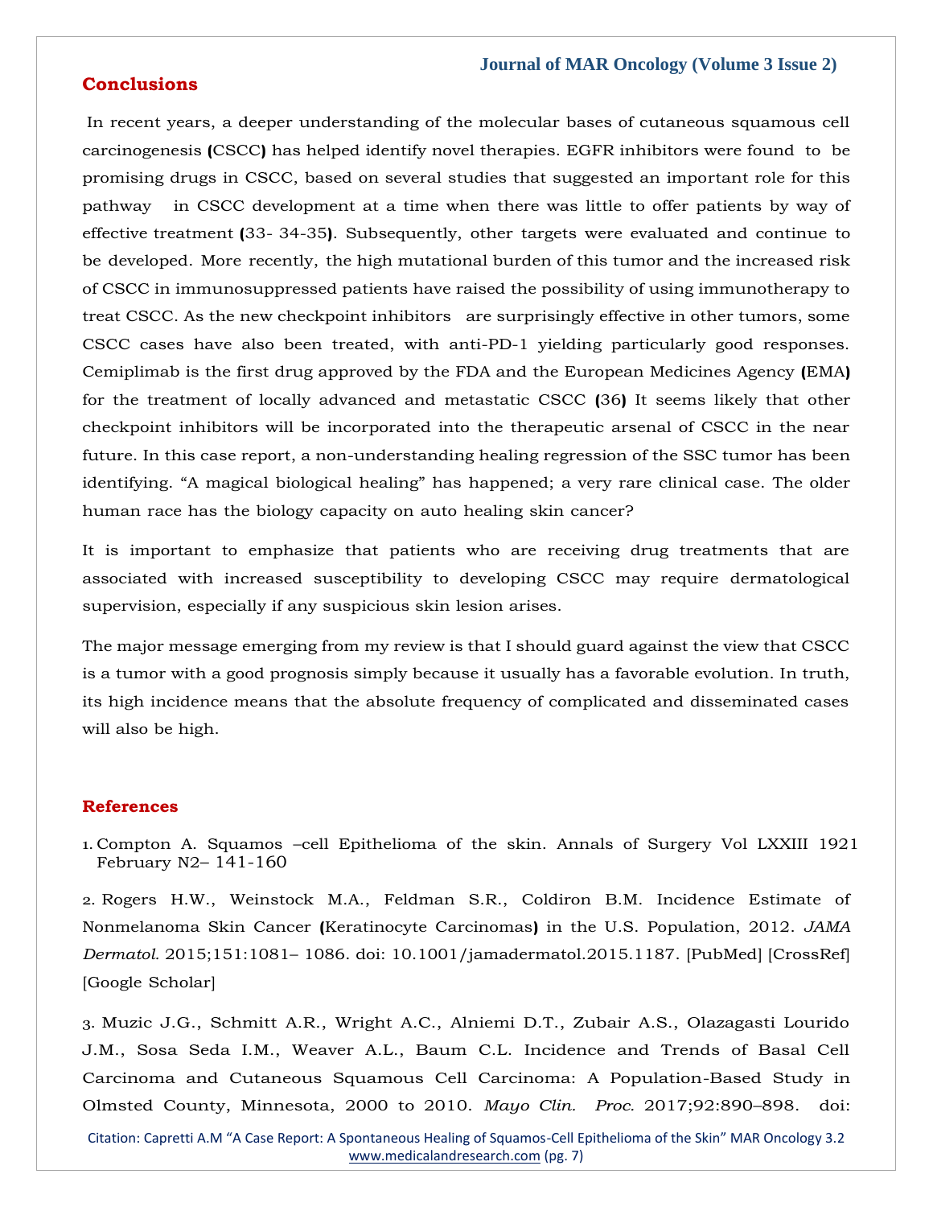## Conclusions

In recent years, a deeper understanding of the molecular bases of cutaneous squamous cell carcinogenesis (CSCC) has helped identify novel therapies. EGFR inhibitors were found to be promising drugs in CSCC, based on several studies that suggested an important role for this pathway in CSCC development at a time when there was little to offer patients by way of effective treatment (33- 34-35). Subsequently, other targets were evaluated and continue to be developed. More recently, the high mutational burden of this tumor and the increased risk of CSCC in immunosuppressed patients have raised the possibility of using immunotherapy to treat CSCC. As the new checkpoint inhibitors are surprisingly effective in other tumors, some CSCC cases have also been treated, with anti-PD-1 yielding particularly good responses. Cemiplimab is the first drug approved by the FDA and the European Medicines Agency (EMA) for the treatment of locally advanced and metastatic CSCC (36) It seems likely that other checkpoint inhibitors will be incorporated into the therapeutic arsenal of CSCC in the near future. In this case report, a non-understanding healing regression of the SSC tumor has been identifying. “A magical biological healing” has happened; a very rare clinical case. The older human race has the biology capacity on auto healing skin cancer?

It is important to emphasize that patients who are receiving drug treatments that are associated with increased susceptibility to developing CSCC may require dermatological supervision, especially if any suspicious skin lesion arises.

The major message emerging from my review is that I should guard against the view that CSCC is a tumor with a good prognosis simply because it usually has a favorable evolution. In truth, its high incidence means that the absolute frequency of complicated and disseminated cases will also be high.

## References

1. Compton A. Squamos –cell Epithelioma of the skin. Annals of Surgery Vol LXXIII 1921 February N2– 141-160

2. Rogers H.W., Weinstock M.A., Feldman S.R., Coldiron B.M. Incidence Estimate of Nonmelanoma Skin Cancer (Keratinocyte Carcinomas) in the U.S. Population, 2012. *JAMA Dermatol.* 2015;151:1081– 1086. doi: 10.1001/jamadermatol.2015.1187. [PubMed] [CrossRef] [Google Scholar]

3. Muzic J.G., Schmitt A.R., Wright A.C., Alniemi D.T., Zubair A.S., Olazagasti Lourido J.M., Sosa Seda I.M., Weaver A.L., Baum C.L. Incidence and Trends of Basal Cell Carcinoma and Cutaneous Squamous Cell Carcinoma: A Population-Based Study in Olmsted County, Minnesota, 2000 to 2010. *Mayo Clin. Proc.* 2017;92:890–898. doi: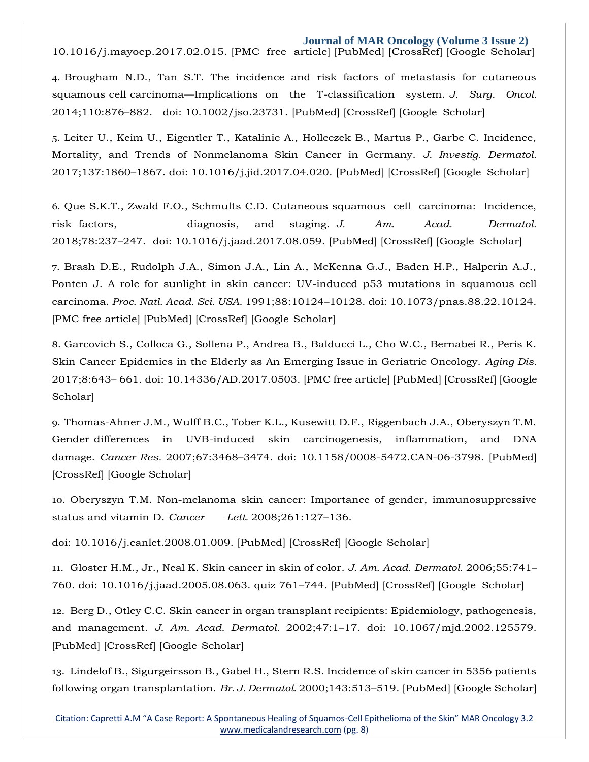10.1016/j.mayocp.2017.02.015. [PMC free article] [PubMed] [CrossRef] [Google Scholar]

4. Brougham N.D., Tan S.T. The incidence and risk factors of metastasis for cutaneous squamous cell carcinoma—Implications on the T-classification system. *J. Surg. Oncol.* 2014;110:876–882. doi: 10.1002/jso.23731. [PubMed] [CrossRef] [Google Scholar]

5. Leiter U., Keim U., Eigentler T., Katalinic A., Holleczek B., Martus P., Garbe C. Incidence, Mortality, and Trends of Nonmelanoma Skin Cancer in Germany. *J. Investig. Dermatol.* 2017;137:1860–1867. doi: 10.1016/j.jid.2017.04.020. [PubMed] [CrossRef] [Google Scholar]

6. Que S.K.T., Zwald F.O., Schmults C.D. Cutaneous squamous cell carcinoma: Incidence, risk factors, diagnosis, and staging. *J. Am. Acad. Dermatol.* 2018;78:237–247. doi: 10.1016/j.jaad.2017.08.059. [PubMed] [CrossRef] [Google Scholar]

7. Brash D.E., Rudolph J.A., Simon J.A., Lin A., McKenna G.J., Baden H.P., Halperin A.J., Ponten J. A role for sunlight in skin cancer: UV-induced p53 mutations in squamous cell carcinoma. *Proc. Natl. Acad. Sci. USA.* 1991;88:10124–10128. doi: 10.1073/pnas.88.22.10124. [PMC free article] [PubMed] [CrossRef] [Google Scholar]

8. Garcovich S., Colloca G., Sollena P., Andrea B., Balducci L., Cho W.C., Bernabei R., Peris K. Skin Cancer Epidemics in the Elderly as An Emerging Issue in Geriatric Oncology. *Aging Dis.* 2017;8:643– 661. doi: 10.14336/AD.2017.0503. [PMC free article] [PubMed] [CrossRef] [Google Scholar]

9. Thomas-Ahner J.M., Wulff B.C., Tober K.L., Kusewitt D.F., Riggenbach J.A., Oberyszyn T.M. Gender differences in UVB-induced skin carcinogenesis, inflammation, and DNA damage. *Cancer Res.* 2007;67:3468–3474. doi: 10.1158/0008-5472.CAN-06-3798. [PubMed] [CrossRef] [Google Scholar]

10. Oberyszyn T.M. Non-melanoma skin cancer: Importance of gender, immunosuppressive status and vitamin D. *Cancer Lett.* 2008;261:127–136.

doi: 10.1016/j.canlet.2008.01.009. [PubMed] [CrossRef] [Google Scholar]

11. Gloster H.M., Jr., Neal K. Skin cancer in skin of color. *J. Am. Acad. Dermatol.* 2006;55:741–760. doi: 10.1016/j.jaad.2005.08.063. quiz 761–744. [PubMed] [CrossRef] [Google Scholar]

12. Berg D., Otley C.C. Skin cancer in organ transplant recipients: Epidemiology, pathogenesis, and management. *J. Am. Acad. Dermatol.* 2002;47:1–17. doi: 10.1067/mjd.2002.125579. [PubMed] [CrossRef] [Google Scholar]

13. Lindelof B., Sigurgeirsson B., Gabel H., Stern R.S. Incidence of skin cancer in 5356 patients following organ transplantation. *Br. J. Dermatol.* 2000;143:513–519. [PubMed] [Google Scholar]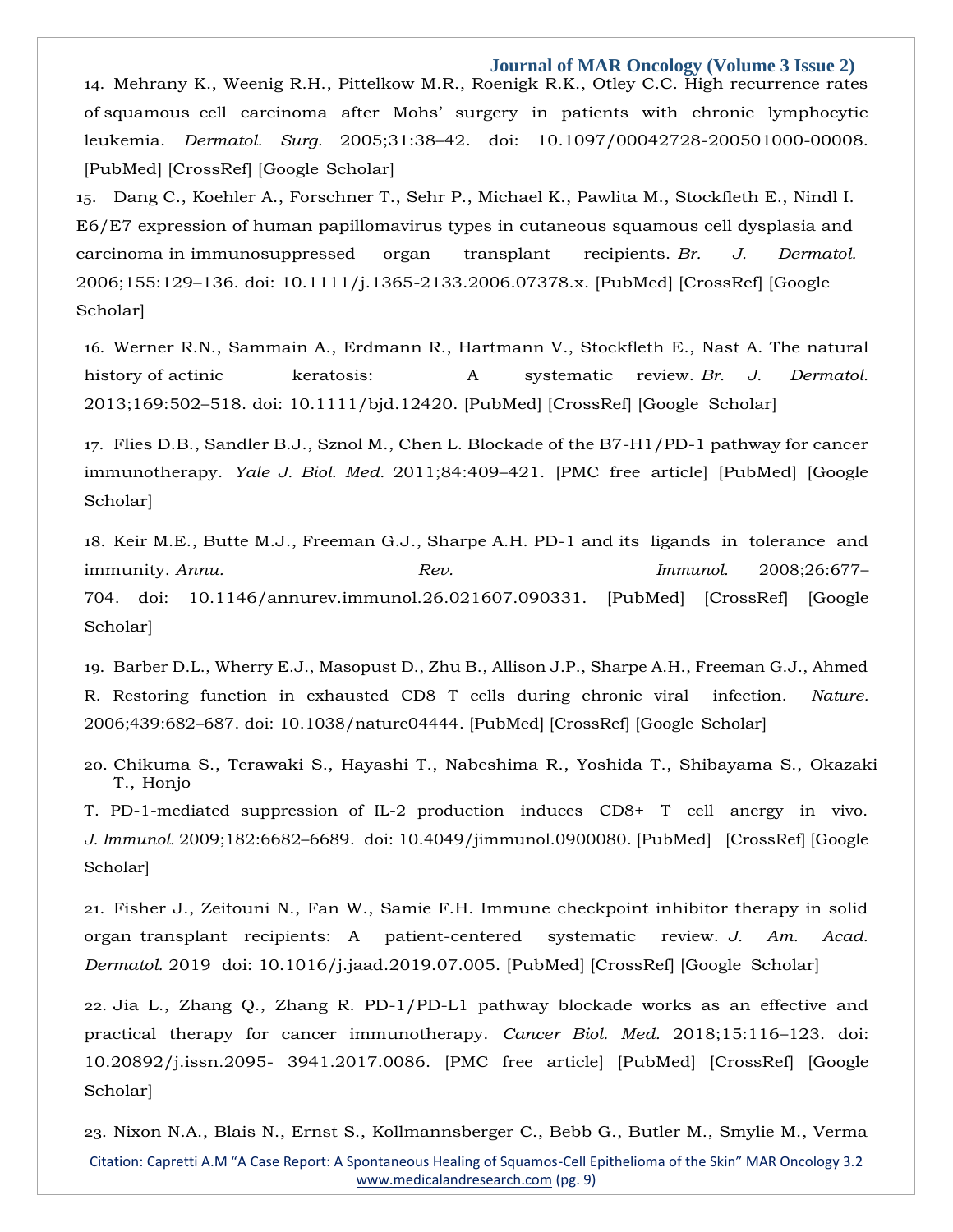14. Mehrany K., Weenig R.H., Pittelkow M.R., Roenigk R.K., Otley C.C. High recurrence rates of squamous cell carcinoma after Mohs' surgery in patients with chronic lymphocytic leukemia. *Dermatol. Surg.* 2005;31:38–42. doi: 10.1097/00042728-200501000-00008. [PubMed] [CrossRef] [Google Scholar]

15. Dang C., Koehler A., Forschner T., Sehr P., Michael K., Pawlita M., Stockfleth E., Nindl I. E6/E7 expression of human papillomavirus types in cutaneous squamous cell dysplasia and carcinoma in immunosuppressed organ transplant recipients. *Br. J. Dermatol.* 2006;155:129–136. doi: 10.1111/j.1365-2133.2006.07378.x. [PubMed] [CrossRef] [Google Scholar]

16. Werner R.N., Sammain A., Erdmann R., Hartmann V., Stockfleth E., Nast A. The natural history of actinic keratosis: A systematic review. *Br. J. Dermatol.* 2013;169:502–518. doi: 10.1111/bjd.12420. [PubMed] [CrossRef] [Google Scholar]

17. Flies D.B., Sandler B.J., Sznol M., Chen L. Blockade of the B7-H1/PD-1 pathway for cancer immunotherapy. *Yale J. Biol. Med.* 2011;84:409–421. [PMC free article] [PubMed] [Google Scholar]

18. Keir M.E., Butte M.J., Freeman G.J., Sharpe A.H. PD-1 and its ligands in tolerance and immunity. *Annu. Rev. Immunol.* 2008;26:677–704. doi: 10.1146/annurev.immunol.26.021607.090331. [PubMed] [CrossRef] [Google Scholar]

19. Barber D.L., Wherry E.J., Masopust D., Zhu B., Allison J.P., Sharpe A.H., Freeman G.J., Ahmed R. Restoring function in exhausted CD8 T cells during chronic viral infection. *Nature.* 2006;439:682–687. doi: 10.1038/nature04444. [PubMed] [CrossRef] [Google Scholar]

20. Chikuma S., Terawaki S., Hayashi T., Nabeshima R., Yoshida T., Shibayama S., Okazaki T., Honjo T. PD-1-mediated suppression of IL-2 production induces CD8+ T cell anergy in vivo. *J. Immunol.* 2009;182:6682–6689. doi: 10.4049/jimmunol.0900080. [PubMed] [CrossRef] [Google Scholar]

21. Fisher J., Zeitouni N., Fan W., Samie F.H. Immune checkpoint inhibitor therapy in solid organ transplant recipients: A patient-centered systematic review. *J. Am. Acad. Dermatol.* 2019 doi: 10.1016/j.jaad.2019.07.005. [PubMed] [CrossRef] [Google Scholar]

22. Jia L., Zhang Q., Zhang R. PD-1/PD-L1 pathway blockade works as an effective and practical therapy for cancer immunotherapy. *Cancer Biol. Med.* 2018;15:116–123. doi: 10.20892/j.issn.2095- 3941.2017.0086. [PMC free article] [PubMed] [CrossRef] [Google Scholar]

23. Nixon N.A., Blais N., Ernst S., Kollmannsberger C., Bebb G., Butler M., Smylie M., Verma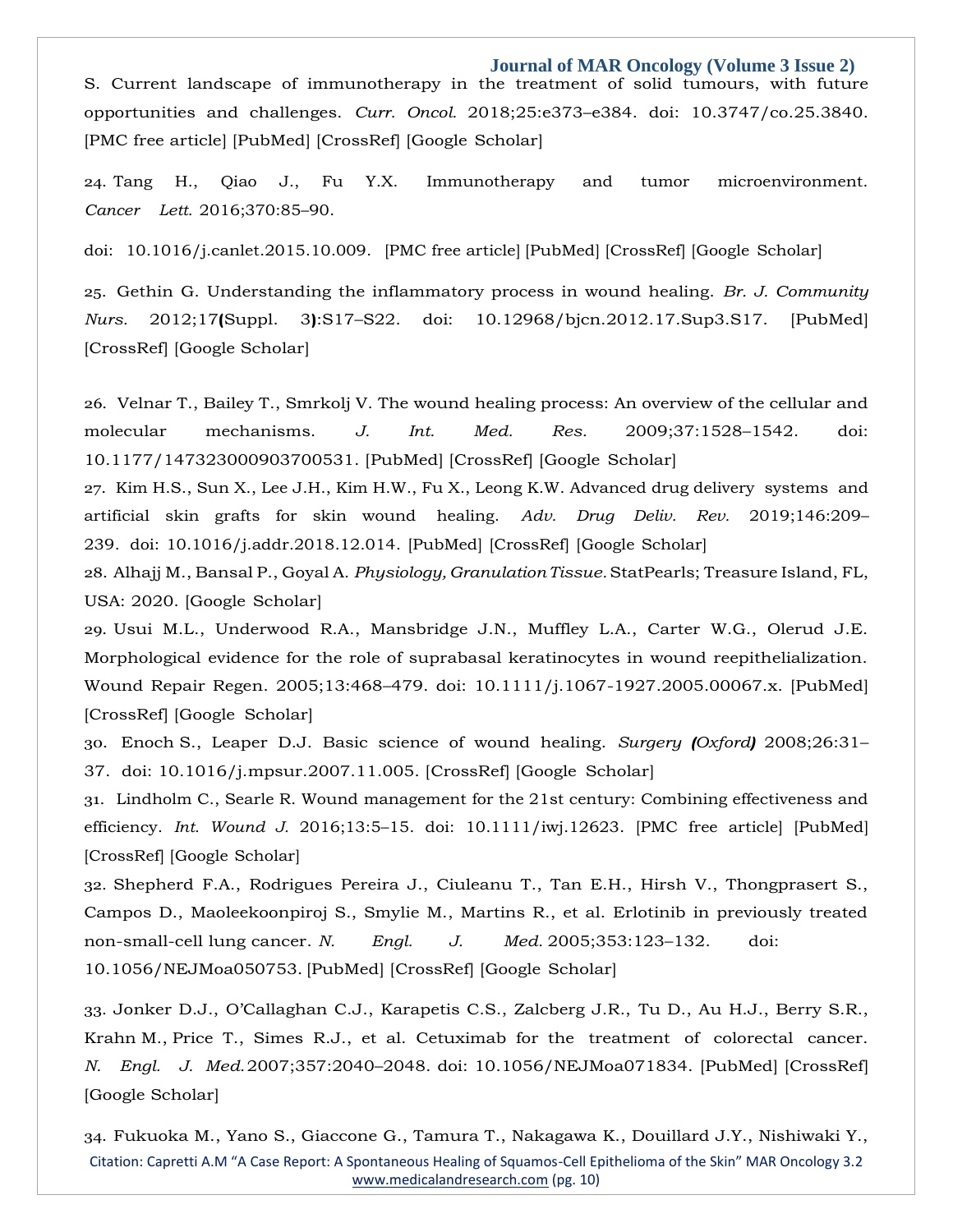S. Current landscape of immunotherapy in the treatment of solid tumours, with future opportunities and challenges. *Curr. Oncol.* 2018;25:e373–e384. doi: 10.3747/co.25.3840. [PMC free article] [PubMed] [CrossRef] [Google Scholar]

24. Tang H., Qiao J., Fu Y.X. Immunotherapy and tumor microenvironment. *Cancer Lett.* 2016;370:85–90.

doi: 10.1016/j.canlet.2015.10.009. [PMC free article] [PubMed] [CrossRef] [Google Scholar]

25. Gethin G. Understanding the inflammatory process in wound healing. *Br. J. Community Nurs.* 2012;17(Suppl. 3):S17–S22. doi: 10.12968/bjcn.2012.17.Sup3.S17. [PubMed] [CrossRef] [Google Scholar]

26. Velnar T., Bailey T., Smrkolj V. The wound healing process: An overview of the cellular and molecular mechanisms. *J. Int. Med. Res.* 2009;37:1528–1542. doi: 10.1177/147323000903700531. [PubMed] [CrossRef] [Google Scholar]

27. Kim H.S., Sun X., Lee J.H., Kim H.W., Fu X., Leong K.W. Advanced drug delivery systems and artificial skin grafts for skin wound healing. *Adv. Drug Deliv. Rev.* 2019;146:209–239. doi: 10.1016/j.addr.2018.12.014. [PubMed] [CrossRef] [Google Scholar]

28. Alhajj M., Bansal P., Goyal A. *Physiology, Granulation Tissue.* StatPearls; Treasure Island, FL, USA: 2020. [Google Scholar]

29. Usui M.L., Underwood R.A., Mansbridge J.N., Muffley L.A., Carter W.G., Olerud J.E. Morphological evidence for the role of suprabasal keratinocytes in wound reepithelialization. Wound Repair Regen. 2005;13:468–479. doi: 10.1111/j.1067-1927.2005.00067.x. [PubMed] [CrossRef] [Google Scholar]

30. Enoch S., Leaper D.J. Basic science of wound healing. *Surgery (Oxford)* 2008;26:31–37. doi: 10.1016/j.mpsur.2007.11.005. [CrossRef] [Google Scholar]

31. Lindholm C., Searle R. Wound management for the 21st century: Combining effectiveness and efficiency. *Int. Wound J.* 2016;13:5–15. doi: 10.1111/iwj.12623. [PMC free article] [PubMed] [CrossRef] [Google Scholar]

32. Shepherd F.A., Rodrigues Pereira J., Ciuleanu T., Tan E.H., Hirsh V., Thongprasert S., Campos D., Maoleekoonpiroj S., Smylie M., Martins R., et al. Erlotinib in previously treated non-small-cell lung cancer. *N. Engl. J. Med.* 2005;353:123–132. doi: 10.1056/NEJMoa050753. [PubMed] [CrossRef] [Google Scholar]

33. Jonker D.J., O'Callaghan C.J., Karapetis C.S., Zalcberg J.R., Tu D., Au H.J., Berry S.R., Krahn M., Price T., Simes R.J., et al. Cetuximab for the treatment of colorectal cancer. *N. Engl. J. Med.* 2007;357:2040–2048. doi: 10.1056/NEJMoa071834. [PubMed] [CrossRef] [Google Scholar]

34. Fukuoka M., Yano S., Giaccone G., Tamura T., Nakagawa K., Douillard J.Y., Nishiwaki Y.,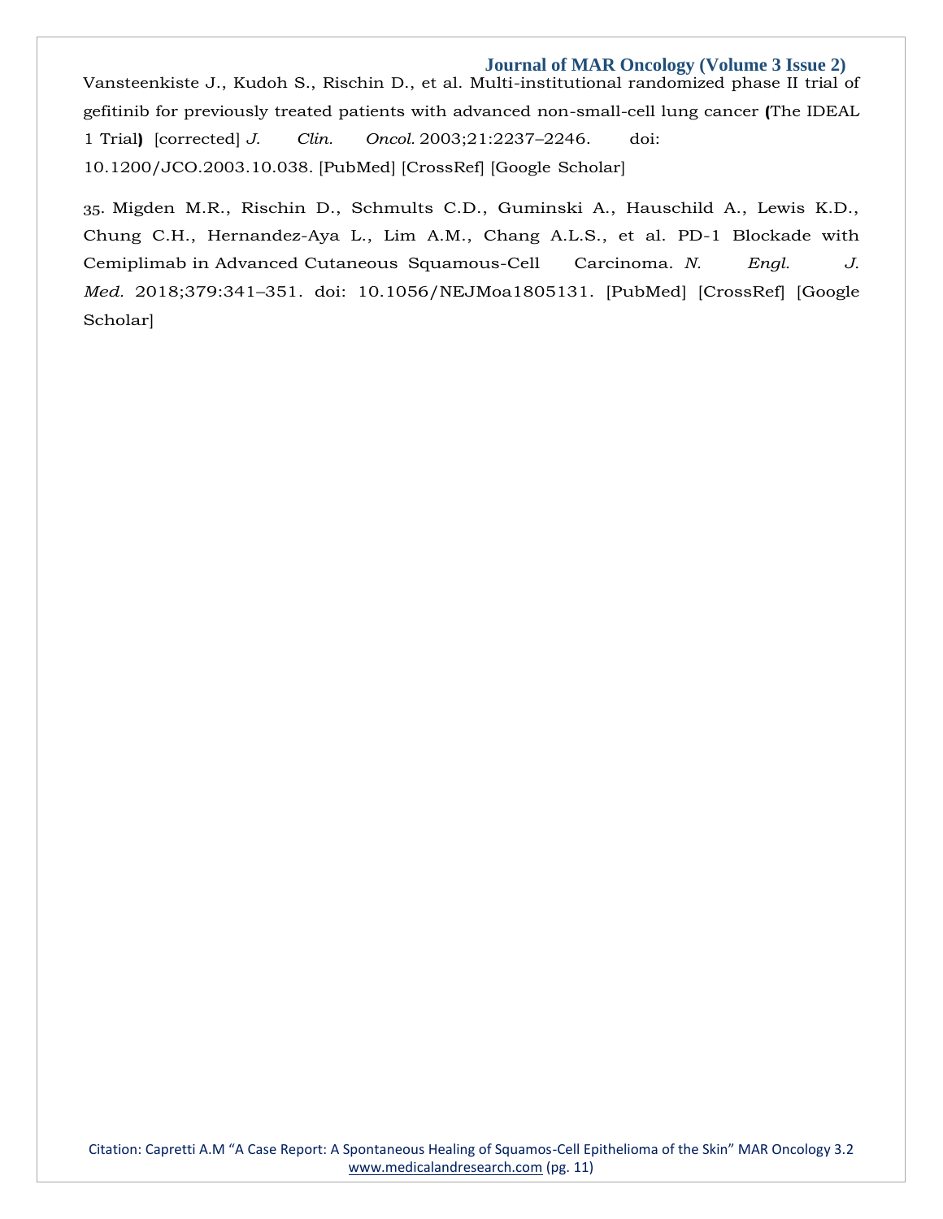Vansteenkiste J., Kudoh S., Rischin D., et al. Multi-institutional randomized phase II trial of gefitinib for previously treated patients with advanced non-small-cell lung cancer **(**The IDEAL 1 Trial**)** [corrected] *J. Clin. Oncol.* 2003;21:2237–2246. doi: 10.1200/JCO.2003.10.038. [PubMed] [CrossRef] [Google Scholar]

35. Migden M.R., Rischin D., Schmults C.D., Guminski A., Hauschild A., Lewis K.D., Chung C.H., Hernandez-Aya L., Lim A.M., Chang A.L.S., et al. PD-1 Blockade with Cemiplimab in Advanced Cutaneous Squamous-Cell Carcinoma. *N. Engl. J. Med.* 2018;379:341–351. doi: 10.1056/NEJMoa1805131. [PubMed] [CrossRef] [Google Scholar]